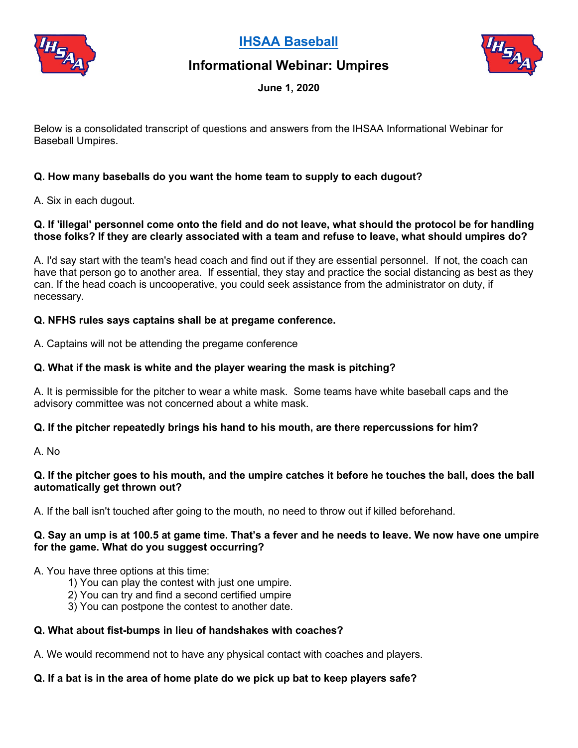# IHSAA Baseball

## Informational Webinar: Umpires

**June 1, 2020**

Below is a consolidated transcript of questions and answers from the IHSAA Informational Webinar for Baseball Umpires.

**Q. How many baseballs do you want the home team to supply to each dugout?**

A. Six in each dugout.

**Q. If 'illegal' personnel come onto the field and do not leave, what should the protocol be for handling those folks? If they are clearly associated with a team and refuse to leave, what should umpires do?**

A. I'd say start with the team's head coach and find out if they are essential personnel. If not, the coach can have that person go to another area. If essential, they stay and practice the social distancing as best as they can. If the head coach is uncooperative, you could seek assistance from the administrator on duty, if necessary.

**Q. NFHS rules says captains shall be at pregame conference.**

A. Captains will not be attending the pregame conference

**Q. What if the mask is white and the player wearing the mask is pitching?**

A. It is permissible for the pitcher to wear a white mask. Some teams have white baseball caps and the advisory committee was not concerned about a white mask.

**Q. If the pitcher repeatedly brings his hand to his mouth, are there repercussions for him?**

A. No

**Q. If the pitcher goes to his mouth, and the umpire catches it before he touches the ball, does the ball automatically get thrown out?**

A. If the ball isn't touched after going to the mouth, no need to throw out if killed beforehand.

**Q. Say an ump is at 100.5 at game time. That's a fever and he needs to leave. We now have one umpire for the game. What do you suggest occurring?**

A. You have three options at this time:

1) You can play the contest with just one umpire.
2) You can try and find a second certified umpire
3) You can postpone the contest to another date.

**Q. What about fist-bumps in lieu of handshakes with coaches?**

A. We would recommend not to have any physical contact with coaches and players.

**Q. If a bat is in the area of home plate do we pick up bat to keep players safe?**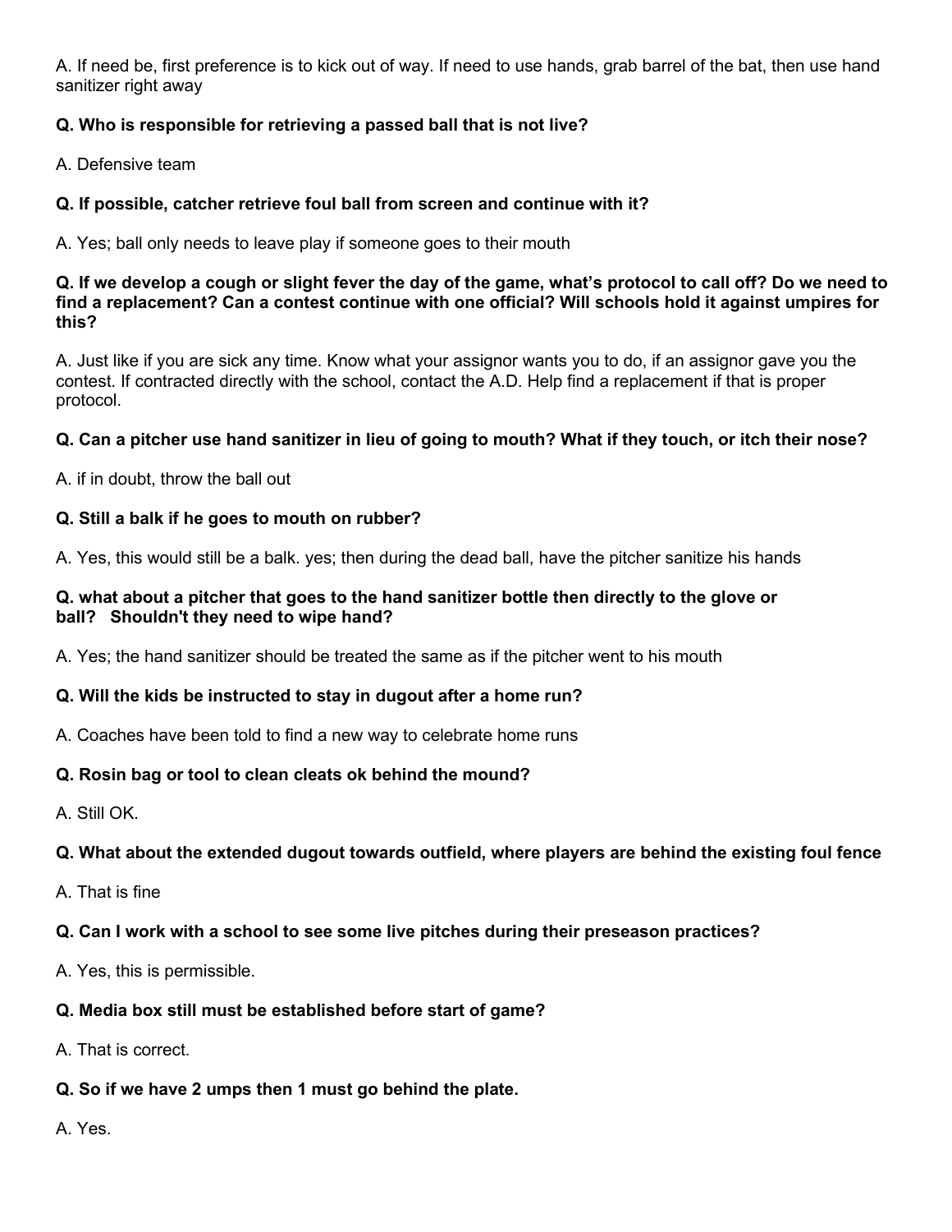A. If need be, first preference is to kick out of way. If need to use hands, grab barrel of the bat, then use hand sanitizer right away

**Q. Who is responsible for retrieving a passed ball that is not live?**

A. Defensive team

**Q. If possible, catcher retrieve foul ball from screen and continue with it?**

A. Yes; ball only needs to leave play if someone goes to their mouth

**Q. If we develop a cough or slight fever the day of the game, what's protocol to call off? Do we need to find a replacement? Can a contest continue with one official? Will schools hold it against umpires for this?**

A. Just like if you are sick any time. Know what your assignor wants you to do, if an assignor gave you the contest. If contracted directly with the school, contact the A.D. Help find a replacement if that is proper protocol.

**Q. Can a pitcher use hand sanitizer in lieu of going to mouth? What if they touch, or itch their nose?**

A. if in doubt, throw the ball out

**Q. Still a balk if he goes to mouth on rubber?**

A. Yes, this would still be a balk. yes; then during the dead ball, have the pitcher sanitize his hands

**Q. what about a pitcher that goes to the hand sanitizer bottle then directly to the glove or ball? Shouldn't they need to wipe hand?**

A. Yes; the hand sanitizer should be treated the same as if the pitcher went to his mouth

**Q. Will the kids be instructed to stay in dugout after a home run?**

A. Coaches have been told to find a new way to celebrate home runs

**Q. Rosin bag or tool to clean cleats ok behind the mound?**

A. Still OK.

**Q. What about the extended dugout towards outfield, where players are behind the existing foul fence**

A. That is fine

**Q. Can I work with a school to see some live pitches during their preseason practices?**

A. Yes, this is permissible.

**Q. Media box still must be established before start of game?**

A. That is correct.

**Q. So if we have 2 umps then 1 must go behind the plate.**

A. Yes.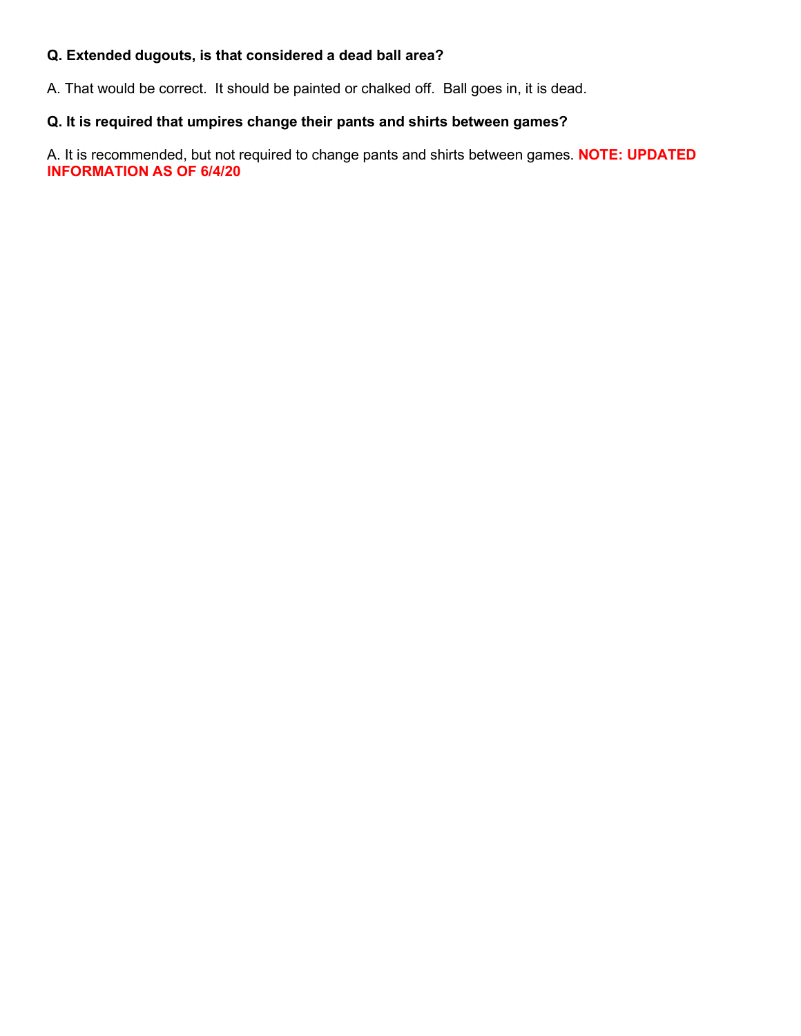**Q. Extended dugouts, is that considered a dead ball area?**

A. That would be correct. It should be painted or chalked off. Ball goes in, it is dead.

**Q. It is required that umpires change their pants and shirts between games?**

A. It is recommended, but not required to change pants and shirts between games. **NOTE: UPDATED INFORMATION AS OF 6/4/20**